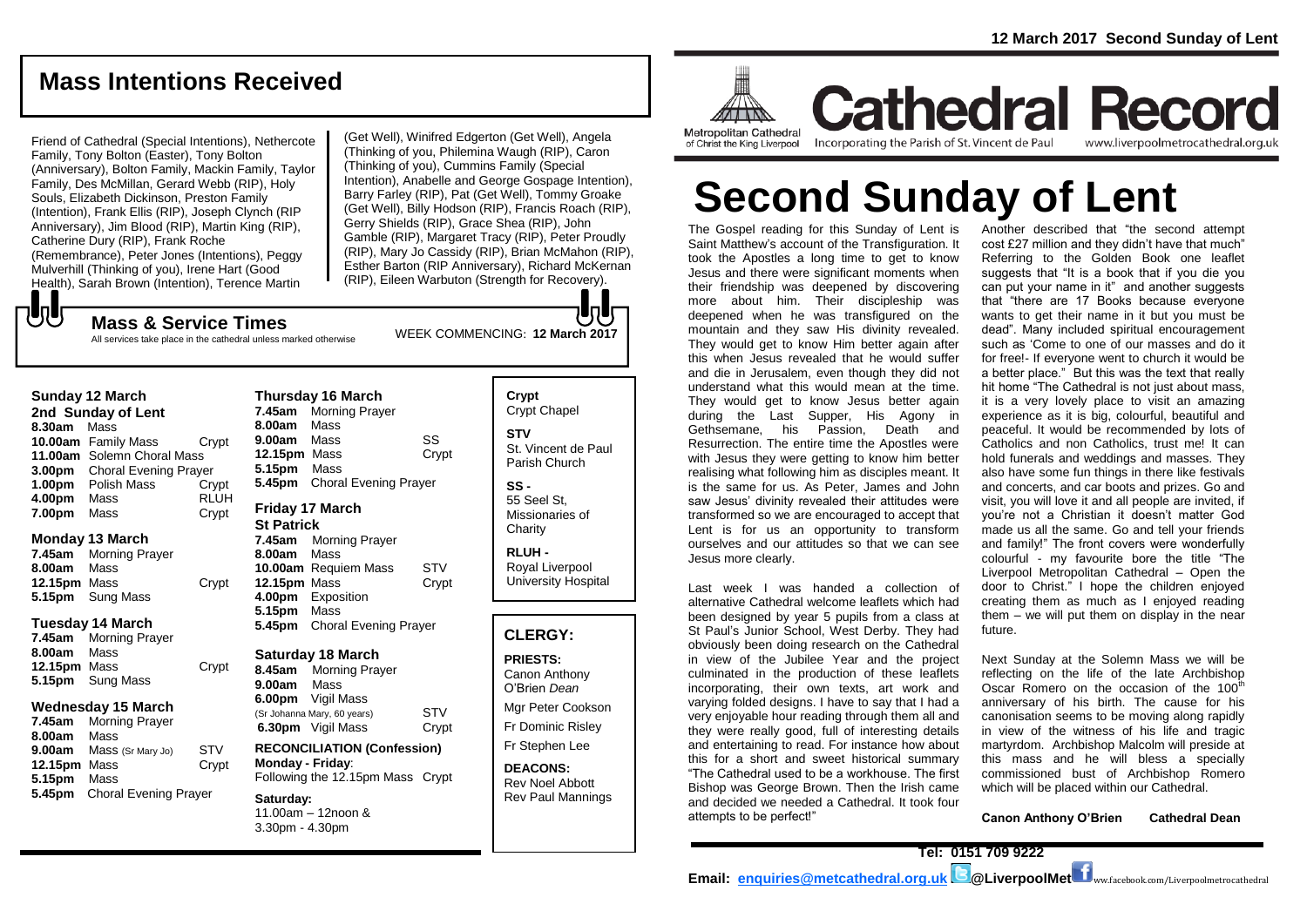## Mass Intentions Received

Friend of Cathedral (Special Intentions), Nethercote Family, Tony Bolton (Easter), Tony Bolton (Anniversary), Bolton Family, Mackin Family, Taylor Family, Des McMillan, Gerard Webb (RIP), Holy Souls, Elizabeth Dickinson, Preston Family (Intention), Frank Ellis (RIP), Joseph Clynch (RIP Anniversary), Jim Blood (RIP), Martin King (RIP), Catherine Dury (RIP), Frank Roche (Remembrance), Peter Jones (Intentions), Peggy Mulverhill (Thinking of you), Irene Hart (Good Health), Sarah Brown (Intention), Terence Martin (Get Well), Winifred Edgerton (Get Well), Angela (Thinking of you, Philemina Waugh (RIP), Caron (Thinking of you), Cummins Family (Special Intention), Anabelle and George Gospage Intention), Barry Farley (RIP), Pat (Get Well), Tommy Groake (Get Well), Billy Hodson (RIP), Francis Roach (RIP), Gerry Shields (RIP), Grace Shea (RIP), John Gamble (RIP), Margaret Tracy (RIP), Peter Proudly (RIP), Mary Jo Cassidy (RIP), Brian McMahon (RIP), Esther Barton (RIP Anniversary), Richard McKernan (RIP), Eileen Warbuton (Strength for Recovery).

### Mass & Service Times

All services take place in the cathedral unless marked otherwise

WEEK COMMENCING: **12 March 2017**

**Sunday 12 March**
**2nd Sunday of Lent**
**8.30am** Mass
**10.00am** Family Mass — Crypt
**11.00am** Solemn Choral Mass
**3.00pm** Choral Evening Prayer
**1.00pm** Polish Mass — Crypt
**4.00pm** Mass — RLUH
**7.00pm** Mass — Crypt

**Monday 13 March**
**7.45am** Morning Prayer
**8.00am** Mass
**12.15pm** Mass — Crypt
**5.15pm** Sung Mass

**Tuesday 14 March**
**7.45am** Morning Prayer
**8.00am** Mass
**12.15pm** Mass — Crypt
**5.15pm** Sung Mass

**Wednesday 15 March**
**7.45am** Morning Prayer
**8.00am** Mass
**9.00am** Mass (Sr Mary Jo) — STV
**12.15pm** Mass — Crypt
**5.15pm** Mass
**5.45pm** Choral Evening Prayer

**Thursday 16 March**
**7.45am** Morning Prayer
**8.00am** Mass
**9.00am** Mass — SS
**12.15pm** Mass — Crypt
**5.15pm** Mass
**5.45pm** Choral Evening Prayer

**Friday 17 March**
**St Patrick**
**7.45am** Morning Prayer
**8.00am** Mass
**10.00am** Requiem Mass — STV
**12.15pm** Mass — Crypt
**4.00pm** Exposition
**5.15pm** Mass
**5.45pm** Choral Evening Prayer

**Saturday 18 March**
**8.45am** Morning Prayer
**9.00am** Mass
**6.00pm** Vigil Mass (Sr Johanna Mary, 60 years) — STV
**6.30pm** Vigil Mass — Crypt

**RECONCILIATION (Confession)**
**Monday - Friday**:
Following the 12.15pm Mass Crypt

**Saturday:**
11.00am – 12noon &
3.30pm - 4.30pm

**Crypt**
Crypt Chapel

**STV**
St. Vincent de Paul Parish Church

**SS -**
55 Seel St, Missionaries of Charity

**RLUH -**
Royal Liverpool University Hospital

### CLERGY:

**PRIESTS:**
Canon Anthony O'Brien *Dean*
Mgr Peter Cookson
Fr Dominic Risley
Fr Stephen Lee

**DEACONS:**
Rev Noel Abbott
Rev Paul Mannings

**12 March 2017 Second Sunday of Lent**

Metropolitan Cathedral of Christ the King Liverpool

# Cathedral Record

Incorporating the Parish of St. Vincent de Paul — www.liverpoolmetrocathedral.org.uk

# Second Sunday of Lent

The Gospel reading for this Sunday of Lent is Saint Matthew's account of the Transfiguration. It took the Apostles a long time to get to know Jesus and there were significant moments when their friendship was deepened by discovering more about him. Their discipleship was deepened when he was transfigured on the mountain and they saw His divinity revealed. They would get to know Him better again after this when Jesus revealed that he would suffer and die in Jerusalem, even though they did not understand what this would mean at the time. They would get to know Jesus better again during the Last Supper, His Agony in Gethsemane, his Passion, Death and Resurrection. The entire time the Apostles were with Jesus they were getting to know him better realising what following him as disciples meant. It is the same for us. As Peter, James and John saw Jesus' divinity revealed their attitudes were transformed so we are encouraged to accept that Lent is for us an opportunity to transform ourselves and our attitudes so that we can see Jesus more clearly.

Last week I was handed a collection of alternative Cathedral welcome leaflets which had been designed by year 5 pupils from a class at St Paul's Junior School, West Derby. They had obviously been doing research on the Cathedral in view of the Jubilee Year and the project culminated in the production of these leaflets incorporating, their own texts, art work and varying folded designs. I have to say that I had a very enjoyable hour reading through them all and they were really good, full of interesting details and entertaining to read. For instance how about this for a short and sweet historical summary "The Cathedral used to be a workhouse. The first Bishop was George Brown. Then the Irish came and decided we needed a Cathedral. It took four attempts to be perfect!"

Another described that "the second attempt cost £27 million and they didn't have that much" Referring to the Golden Book one leaflet suggests that "It is a book that if you die you can put your name in it" and another suggests that "there are 17 Books because everyone wants to get their name in it but you must be dead". Many included spiritual encouragement such as 'Come to one of our masses and do it for free!- If everyone went to church it would be a better place." But this was the text that really hit home "The Cathedral is not just about mass, it is a very lovely place to visit an amazing experience as it is big, colourful, beautiful and peaceful. It would be recommended by lots of Catholics and non Catholics, trust me! It can hold funerals and weddings and masses. They also have some fun things in there like festivals and concerts, and car boots and prizes. Go and visit, you will love it and all people are invited, if you're not a Christian it doesn't matter God made us all the same. Go and tell your friends and family!" The front covers were wonderfully colourful - my favourite bore the title "The Liverpool Metropolitan Cathedral – Open the door to Christ." I hope the children enjoyed creating them as much as I enjoyed reading them – we will put them on display in the near future.

Next Sunday at the Solemn Mass we will be reflecting on the life of the late Archbishop Oscar Romero on the occasion of the 100th anniversary of his birth. The cause for his canonisation seems to be moving along rapidly in view of the witness of his life and tragic martyrdom. Archbishop Malcolm will preside at this mass and he will bless a specially commissioned bust of Archbishop Romero which will be placed within our Cathedral.

**Canon Anthony O'Brien Cathedral Dean**

**Tel: 0151 709 9222**

**Email: enquiries@metcathedral.org.uk @LiverpoolMet** ww.facebook.com/Liverpoolmetrocathedral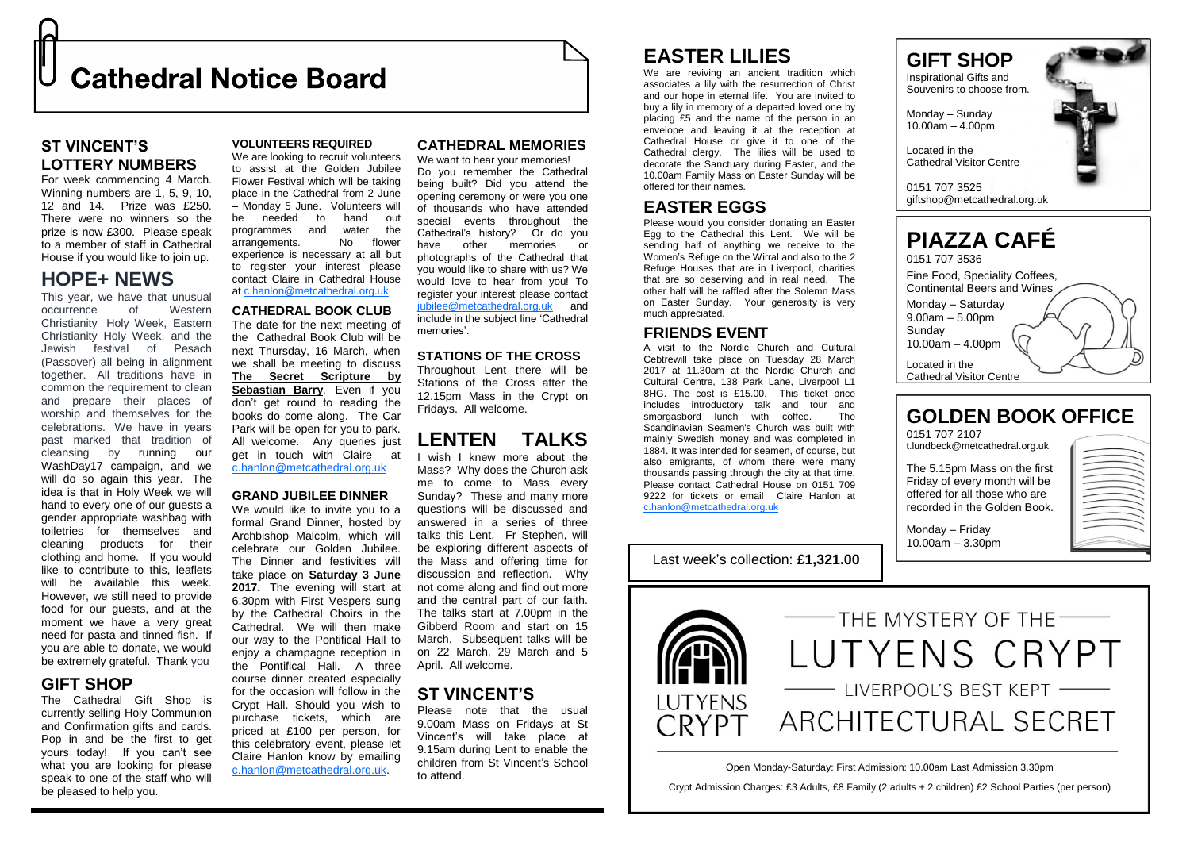# Cathedral Notice Board

## ST VINCENT'S LOTTERY NUMBERS

For week commencing 4 March. Winning numbers are 1, 5, 9, 10, 12 and 14. Prize was £250. There were no winners so the prize is now £300. Please speak to a member of staff in Cathedral House if you would like to join up.

## HOPE+ NEWS

This year, we have that unusual occurrence of Western Christianity Holy Week, Eastern Christianity Holy Week, and the Jewish festival of Pesach (Passover) all being in alignment together. All traditions have in common the requirement to clean and prepare their places of worship and themselves for the celebrations. We have in years past marked that tradition of cleansing by running our WashDay17 campaign, and we will do so again this year. The idea is that in Holy Week we will hand to every one of our guests a gender appropriate washbag with toiletries for themselves and cleaning products for their clothing and home. If you would like to contribute to this, leaflets will be available this week. However, we still need to provide food for our guests, and at the moment we have a very great need for pasta and tinned fish. If you are able to donate, we would be extremely grateful. Thank you

## GIFT SHOP

The Cathedral Gift Shop is currently selling Holy Communion and Confirmation gifts and cards. Pop in and be the first to get yours today! If you can't see what you are looking for please speak to one of the staff who will be pleased to help you.

### VOLUNTEERS REQUIRED

We are looking to recruit volunteers to assist at the Golden Jubilee Flower Festival which will be taking place in the Cathedral from 2 June – Monday 5 June. Volunteers will be needed to hand out programmes and water the arrangements. No flower experience is necessary at all but to register your interest please contact Claire in Cathedral House at c.hanlon@metcathedral.org.uk

### CATHEDRAL BOOK CLUB

The date for the next meeting of the Cathedral Book Club will be next Thursday, 16 March, when we shall be meeting to discuss **The Secret Scripture by Sebastian Barry**. Even if you don't get round to reading the books do come along. The Car Park will be open for you to park. All welcome. Any queries just get in touch with Claire at c.hanlon@metcathedral.org.uk

### GRAND JUBILEE DINNER

We would like to invite you to a formal Grand Dinner, hosted by Archbishop Malcolm, which will celebrate our Golden Jubilee. The Dinner and festivities will take place on **Saturday 3 June 2017.** The evening will start at 6.30pm with First Vespers sung by the Cathedral Choirs in the Cathedral. We will then make our way to the Pontifical Hall to enjoy a champagne reception in the Pontifical Hall. A three course dinner created especially for the occasion will follow in the Crypt Hall. Should you wish to purchase tickets, which are priced at £100 per person, for this celebratory event, please let Claire Hanlon know by emailing c.hanlon@metcathedral.org.uk.

### CATHEDRAL MEMORIES

We want to hear your memories! Do you remember the Cathedral being built? Did you attend the opening ceremony or were you one of thousands who have attended special events throughout the Cathedral's history? Or do you have other memories or photographs of the Cathedral that you would like to share with us? We would love to hear from you! To register your interest please contact jubilee@metcathedral.org.uk and include in the subject line 'Cathedral memories'.

### STATIONS OF THE CROSS

Throughout Lent there will be Stations of the Cross after the 12.15pm Mass in the Crypt on Fridays. All welcome.

## LENTEN TALKS

I wish I knew more about the Mass? Why does the Church ask me to come to Mass every Sunday? These and many more questions will be discussed and answered in a series of three talks this Lent. Fr Stephen, will be exploring different aspects of the Mass and offering time for discussion and reflection. Why not come along and find out more and the central part of our faith. The talks start at 7.00pm in the Gibberd Room and start on 15 March. Subsequent talks will be on 22 March, 29 March and 5 April. All welcome.

## ST VINCENT'S

Please note that the usual 9.00am Mass on Fridays at St Vincent's will take place at 9.15am during Lent to enable the children from St Vincent's School to attend.

## EASTER LILIES

We are reviving an ancient tradition which associates a lily with the resurrection of Christ and our hope in eternal life. You are invited to buy a lily in memory of a departed loved one by placing £5 and the name of the person in an envelope and leaving it at the reception at Cathedral House or give it to one of the Cathedral clergy. The lilies will be used to decorate the Sanctuary during Easter, and the 10.00am Family Mass on Easter Sunday will be offered for their names.

## EASTER EGGS

Please would you consider donating an Easter Egg to the Cathedral this Lent. We will be sending half of anything we receive to the Women's Refuge on the Wirral and also to the 2 Refuge Houses that are in Liverpool, charities that are so deserving and in real need. The other half will be raffled after the Solemn Mass on Easter Sunday. Your generosity is very much appreciated.

### FRIENDS EVENT

A visit to the Nordic Church and Cultural Cebtrewill take place on Tuesday 28 March 2017 at 11.30am at the Nordic Church and Cultural Centre, 138 Park Lane, Liverpool L1 8HG. The cost is £15.00. This ticket price includes introductory talk and tour and smorgasbord lunch with coffee. The Scandinavian Seamen's Church was built with mainly Swedish money and was completed in 1884. It was intended for seamen, of course, but also emigrants, of whom there were many thousands passing through the city at that time. Please contact Cathedral House on 0151 709 9222 for tickets or email Claire Hanlon at c.hanlon@metcathedral.org.uk

Last week's collection: **£1,321.00**

## GIFT SHOP

Inspirational Gifts and Souvenirs to choose from.

Monday – Sunday
10.00am – 4.00pm

Located in the Cathedral Visitor Centre

0151 707 3525
giftshop@metcathedral.org.uk

## PIAZZA CAFÉ

0151 707 3536

Fine Food, Speciality Coffees, Continental Beers and Wines

Monday – Saturday
9.00am – 5.00pm
Sunday
10.00am – 4.00pm

Located in the Cathedral Visitor Centre

## GOLDEN BOOK OFFICE

0151 707 2107
t.lundbeck@metcathedral.org.uk

The 5.15pm Mass on the first Friday of every month will be offered for all those who are recorded in the Golden Book.

Monday – Friday
10.00am – 3.30pm

LUTYENS CRYPT

THE MYSTERY OF THE LUTYENS CRYPT
LIVERPOOL'S BEST KEPT ARCHITECTURAL SECRET

Open Monday-Saturday: First Admission: 10.00am Last Admission 3.30pm

Crypt Admission Charges: £3 Adults, £8 Family (2 adults + 2 children) £2 School Parties (per person)